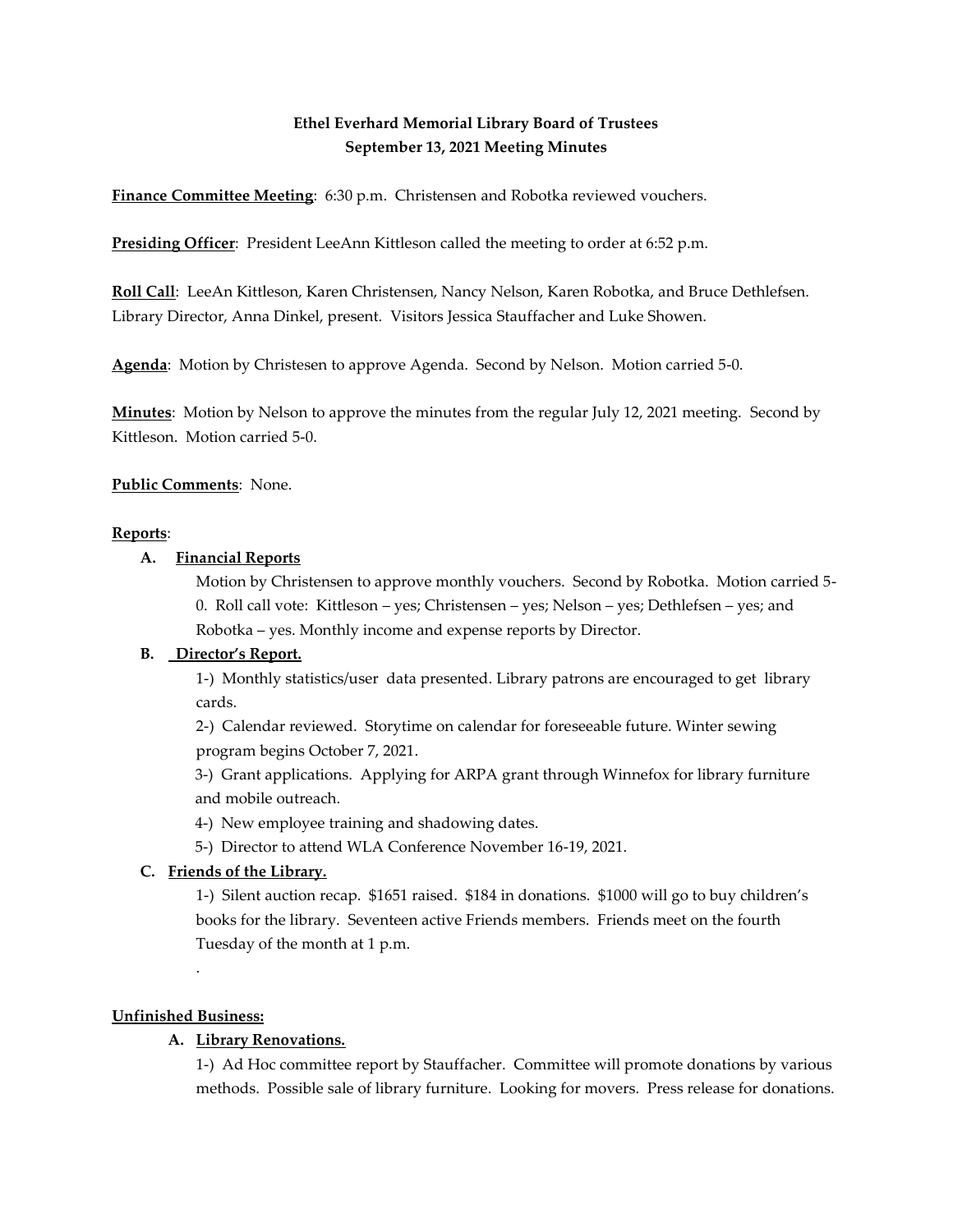**Ethel Everhard Memorial Library Board of Trustees**
**September 13, 2021 Meeting Minutes**

**Finance Committee Meeting**: 6:30 p.m. Christensen and Robotka reviewed vouchers.

**Presiding Officer**: President LeeAnn Kittleson called the meeting to order at 6:52 p.m.

**Roll Call**: LeeAn Kittleson, Karen Christensen, Nancy Nelson, Karen Robotka, and Bruce Dethlefsen. Library Director, Anna Dinkel, present. Visitors Jessica Stauffacher and Luke Showen.

**Agenda**: Motion by Christesen to approve Agenda. Second by Nelson. Motion carried 5-0.

**Minutes**: Motion by Nelson to approve the minutes from the regular July 12, 2021 meeting. Second by Kittleson. Motion carried 5-0.

**Public Comments**: None.

**Reports**:

**A. Financial Reports**

Motion by Christensen to approve monthly vouchers. Second by Robotka. Motion carried 5-0. Roll call vote: Kittleson – yes; Christensen – yes; Nelson – yes; Dethlefsen – yes; and Robotka – yes. Monthly income and expense reports by Director.

**B. Director's Report.**

1-) Monthly statistics/user data presented. Library patrons are encouraged to get library cards.

2-) Calendar reviewed. Storytime on calendar for foreseeable future. Winter sewing program begins October 7, 2021.

3-) Grant applications. Applying for ARPA grant through Winnefox for library furniture and mobile outreach.

4-) New employee training and shadowing dates.

5-) Director to attend WLA Conference November 16-19, 2021.

**C. Friends of the Library.**

1-) Silent auction recap. $1651 raised. $184 in donations. $1000 will go to buy children's books for the library. Seventeen active Friends members. Friends meet on the fourth Tuesday of the month at 1 p.m.

.

**Unfinished Business:**

**A. Library Renovations.**

1-) Ad Hoc committee report by Stauffacher. Committee will promote donations by various methods. Possible sale of library furniture. Looking for movers. Press release for donations.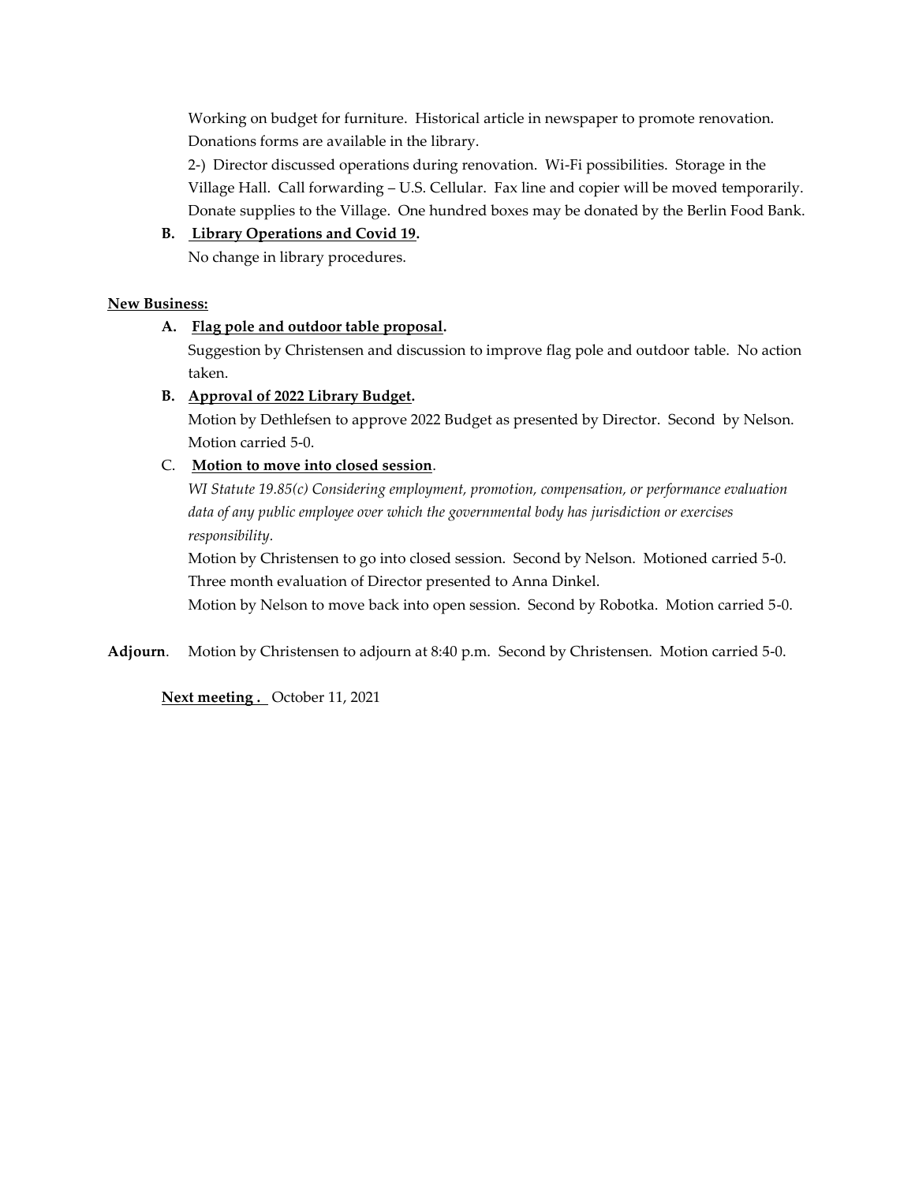Working on budget for furniture. Historical article in newspaper to promote renovation. Donations forms are available in the library.

2-) Director discussed operations during renovation. Wi-Fi possibilities. Storage in the Village Hall. Call forwarding – U.S. Cellular. Fax line and copier will be moved temporarily. Donate supplies to the Village. One hundred boxes may be donated by the Berlin Food Bank.

**B. Library Operations and Covid 19.**

No change in library procedures.

**New Business:**

**A. Flag pole and outdoor table proposal.**

Suggestion by Christensen and discussion to improve flag pole and outdoor table. No action taken.

**B. Approval of 2022 Library Budget.**

Motion by Dethlefsen to approve 2022 Budget as presented by Director. Second by Nelson. Motion carried 5-0.

C. **Motion to move into closed session**.

*WI Statute 19.85(c) Considering employment, promotion, compensation, or performance evaluation data of any public employee over which the governmental body has jurisdiction or exercises responsibility.*

Motion by Christensen to go into closed session. Second by Nelson. Motioned carried 5-0.
Three month evaluation of Director presented to Anna Dinkel.
Motion by Nelson to move back into open session. Second by Robotka. Motion carried 5-0.

**Adjourn**. Motion by Christensen to adjourn at 8:40 p.m. Second by Christensen. Motion carried 5-0.

**Next meeting .** October 11, 2021